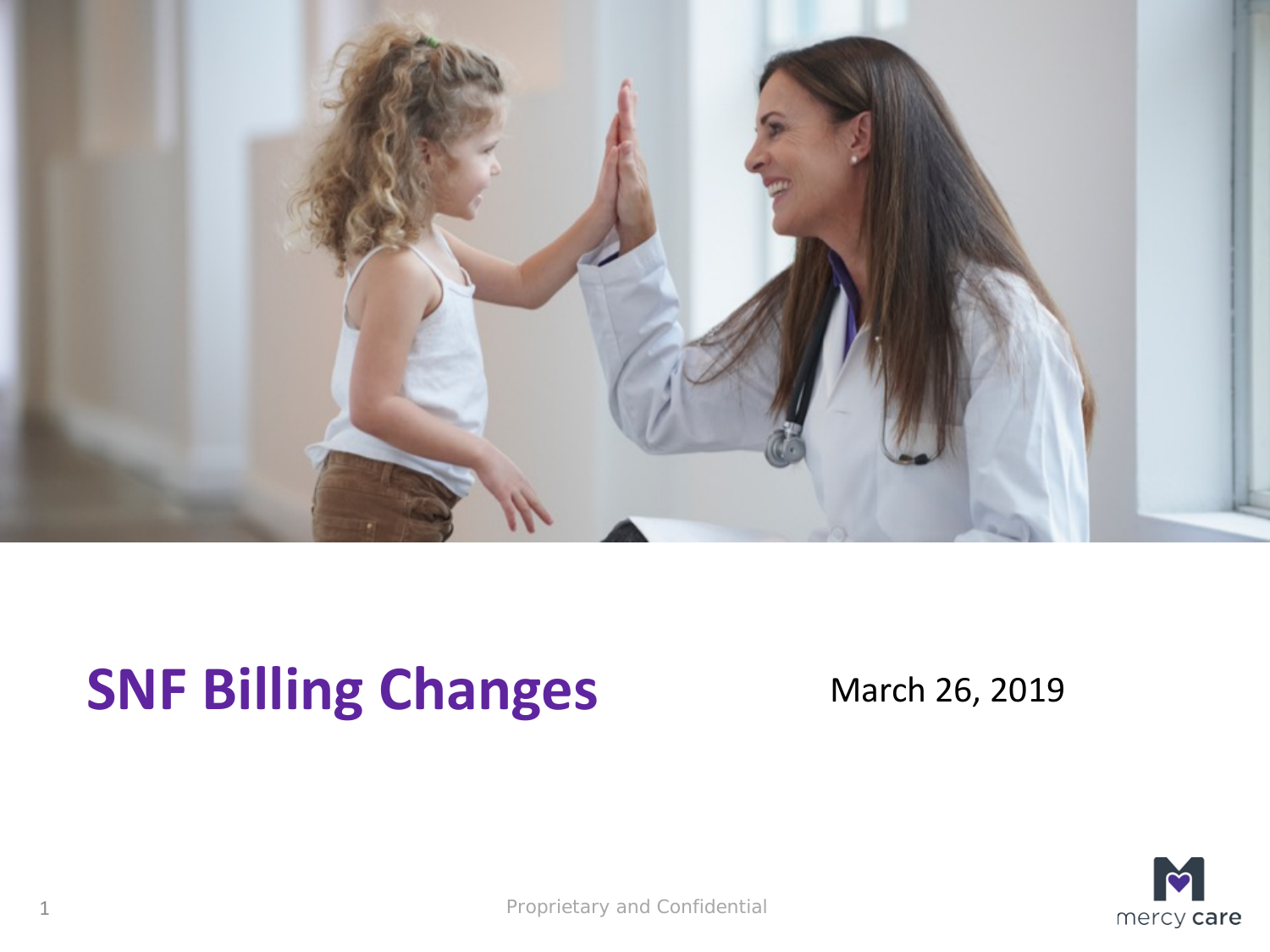# SNF Billing Changes

March 26, 2019

Proprietary and Confidential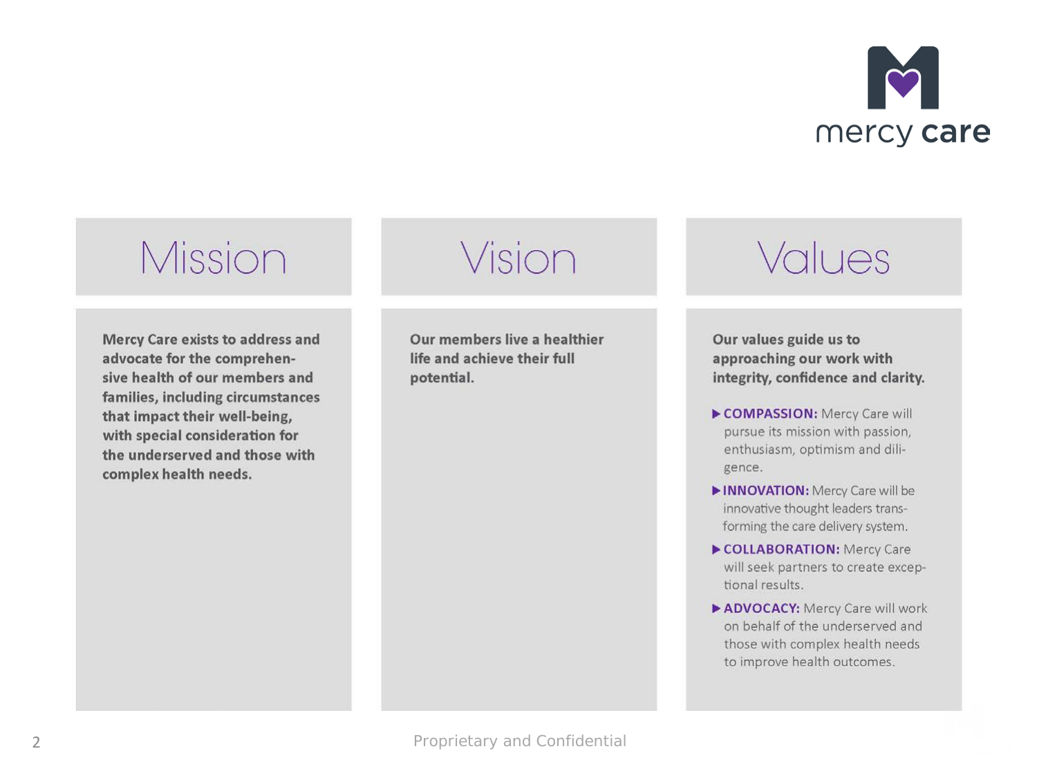## Mission

**Mercy Care exists to address and advocate for the comprehensive health of our members and families, including circumstances that impact their well-being, with special consideration for the underserved and those with complex health needs.**

## Vision

**Our members live a healthier life and achieve their full potential.**

## Values

**Our values guide us to approaching our work with integrity, confidence and clarity.**

- **COMPASSION:** Mercy Care will pursue its mission with passion, enthusiasm, optimism and diligence.
- **INNOVATION:** Mercy Care will be innovative thought leaders transforming the care delivery system.
- **COLLABORATION:** Mercy Care will seek partners to create exceptional results.
- **ADVOCACY:** Mercy Care will work on behalf of the underserved and those with complex health needs to improve health outcomes.

Proprietary and Confidential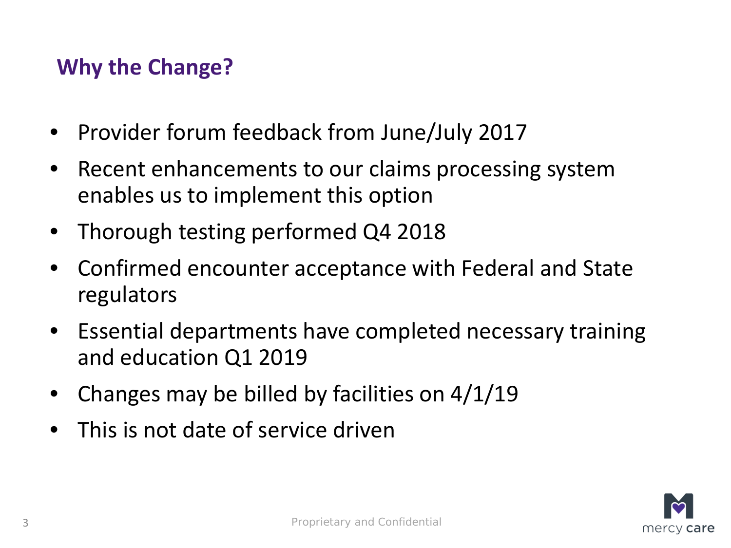## Why the Change?

- Provider forum feedback from June/July 2017
- Recent enhancements to our claims processing system enables us to implement this option
- Thorough testing performed Q4 2018
- Confirmed encounter acceptance with Federal and State regulators
- Essential departments have completed necessary training and education Q1 2019
- Changes may be billed by facilities on 4/1/19
- This is not date of service driven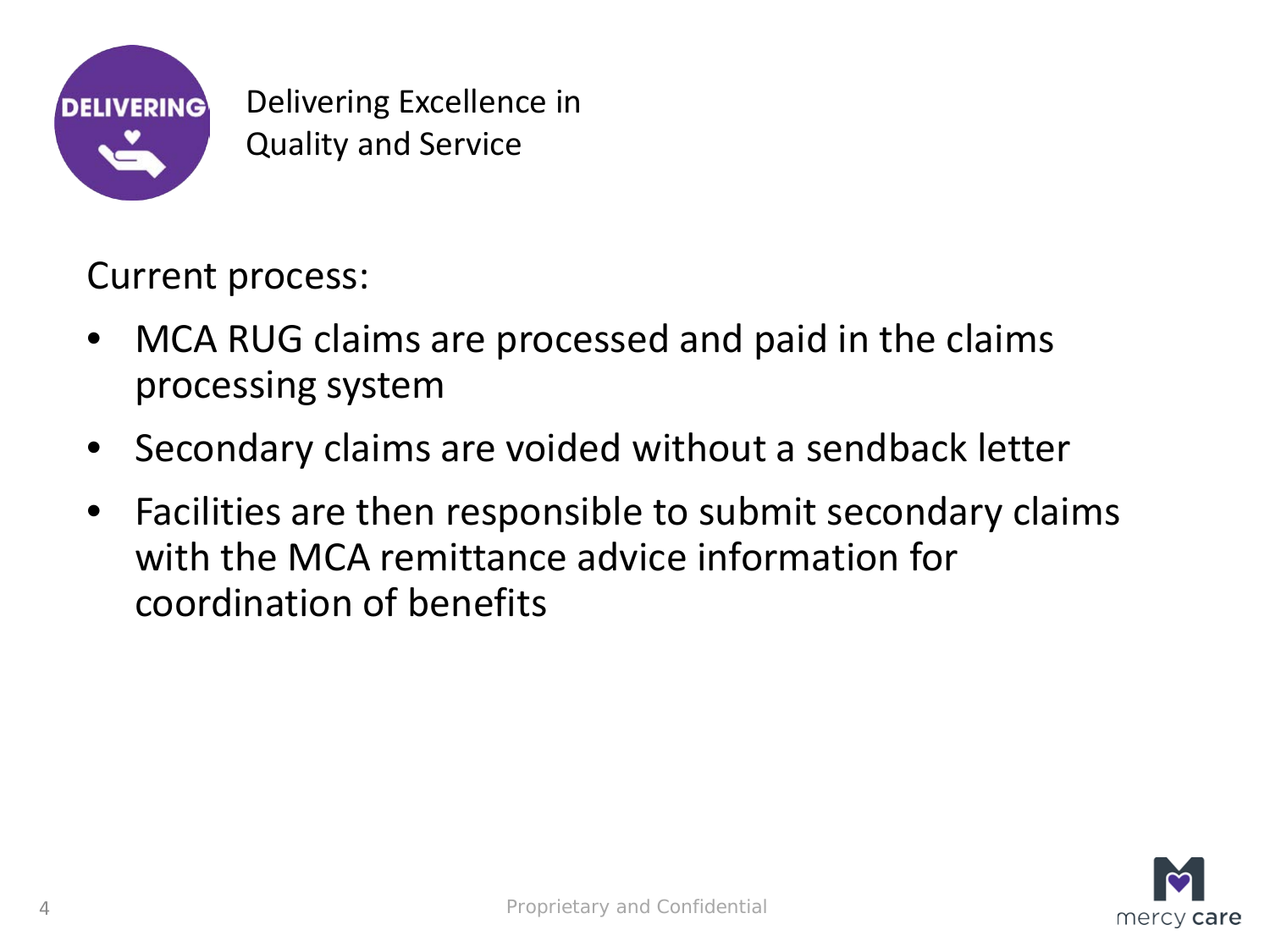# Delivering Excellence in Quality and Service

Current process:

- MCA RUG claims are processed and paid in the claims processing system
- Secondary claims are voided without a sendback letter
- Facilities are then responsible to submit secondary claims with the MCA remittance advice information for coordination of benefits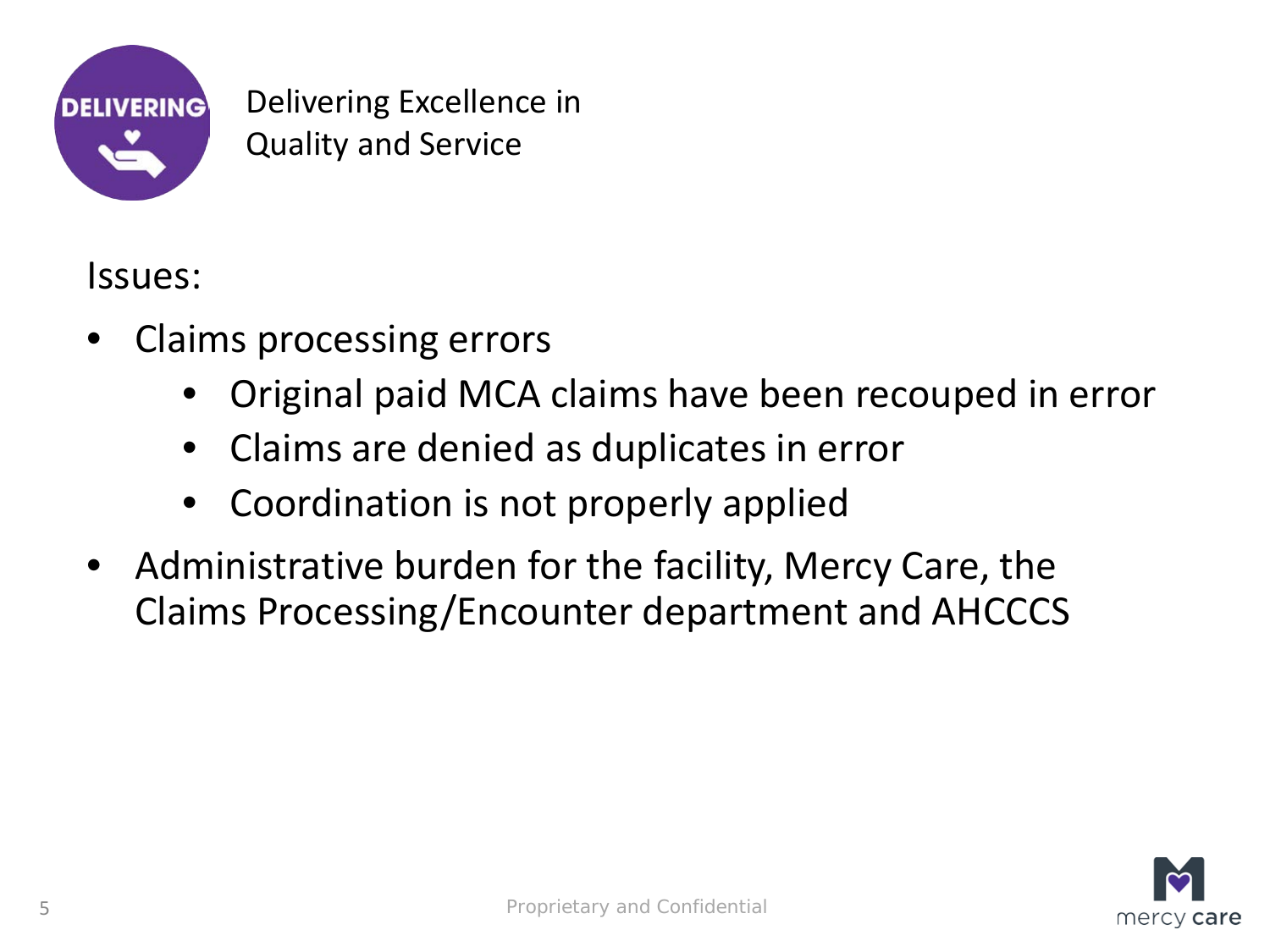Delivering Excellence in Quality and Service

Issues:

- Claims processing errors
  - Original paid MCA claims have been recouped in error
  - Claims are denied as duplicates in error
  - Coordination is not properly applied
- Administrative burden for the facility, Mercy Care, the Claims Processing/Encounter department and AHCCCS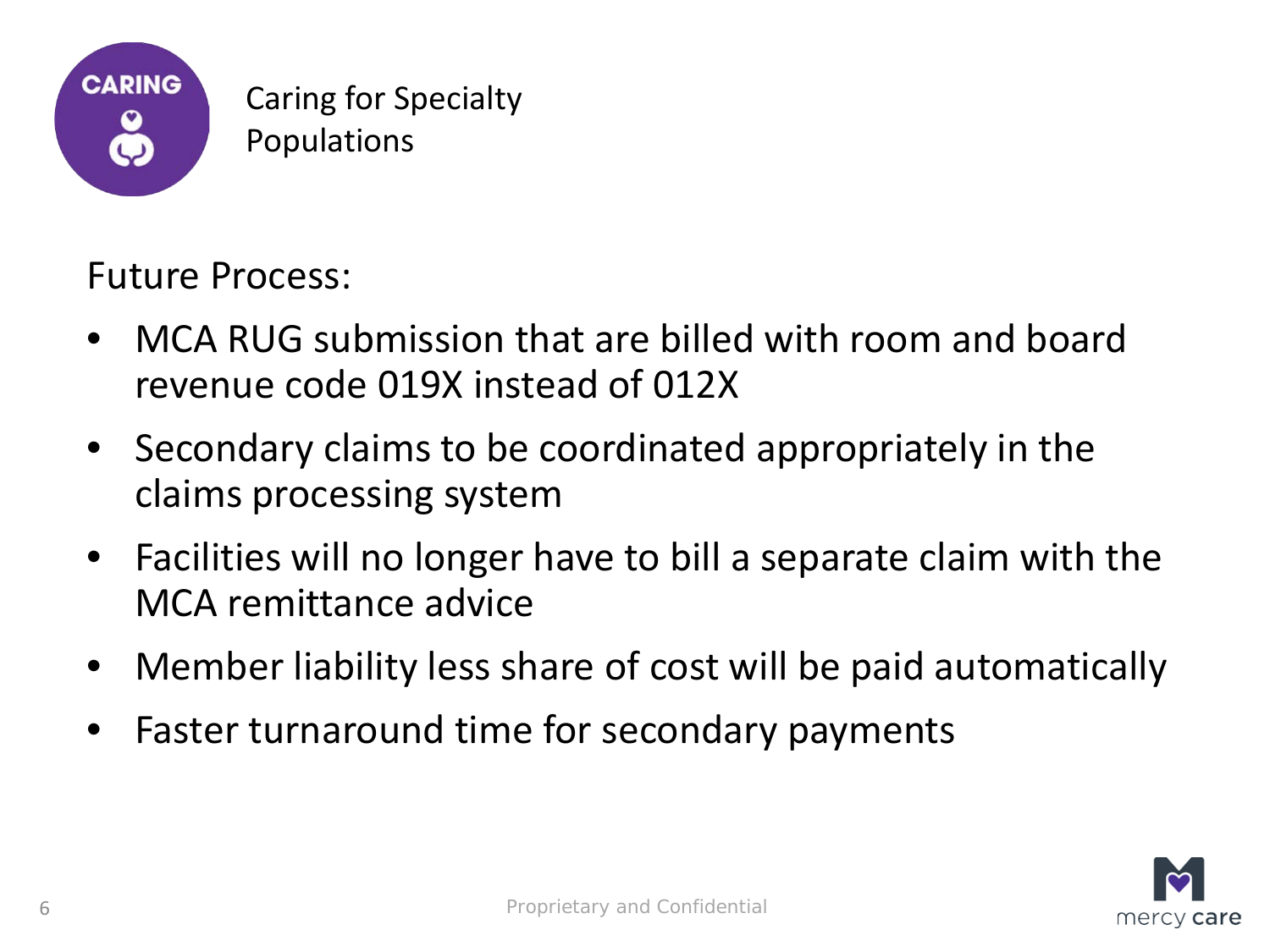## Caring for Specialty Populations

Future Process:

- MCA RUG submission that are billed with room and board revenue code 019X instead of 012X
- Secondary claims to be coordinated appropriately in the claims processing system
- Facilities will no longer have to bill a separate claim with the MCA remittance advice
- Member liability less share of cost will be paid automatically
- Faster turnaround time for secondary payments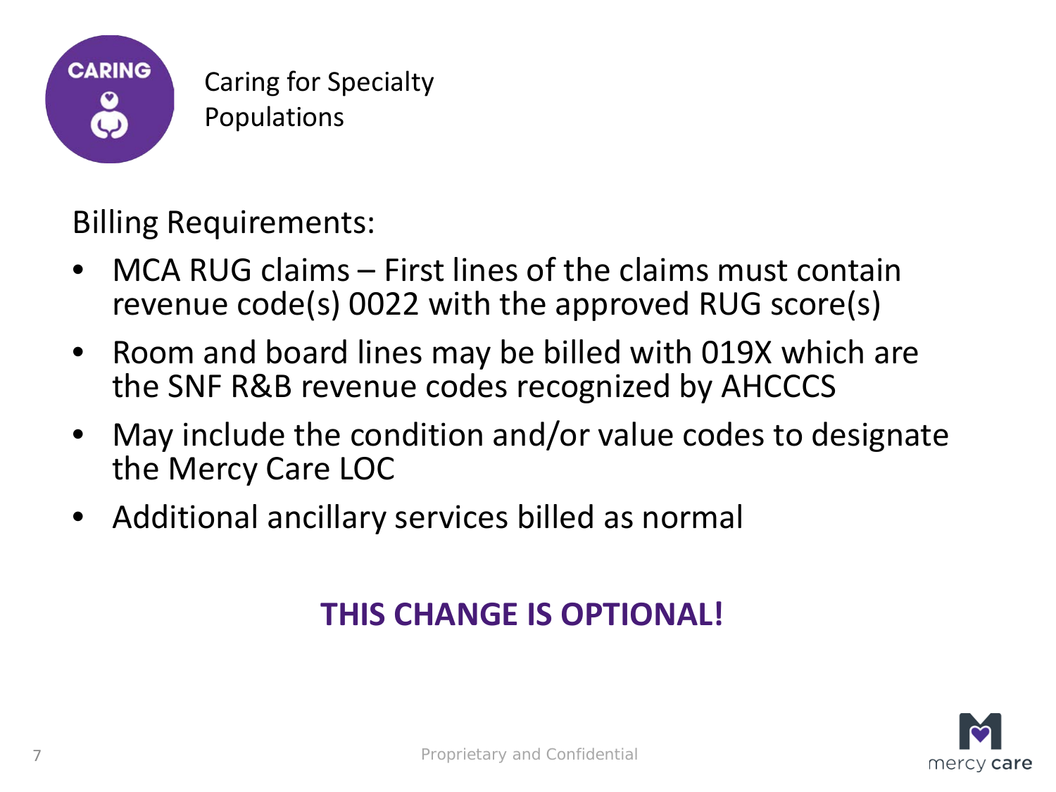CARING

Caring for Specialty Populations

Billing Requirements:

- MCA RUG claims – First lines of the claims must contain revenue code(s) 0022 with the approved RUG score(s)
- Room and board lines may be billed with 019X which are the SNF R&B revenue codes recognized by AHCCCS
- May include the condition and/or value codes to designate the Mercy Care LOC
- Additional ancillary services billed as normal

**THIS CHANGE IS OPTIONAL!**

Proprietary and Confidential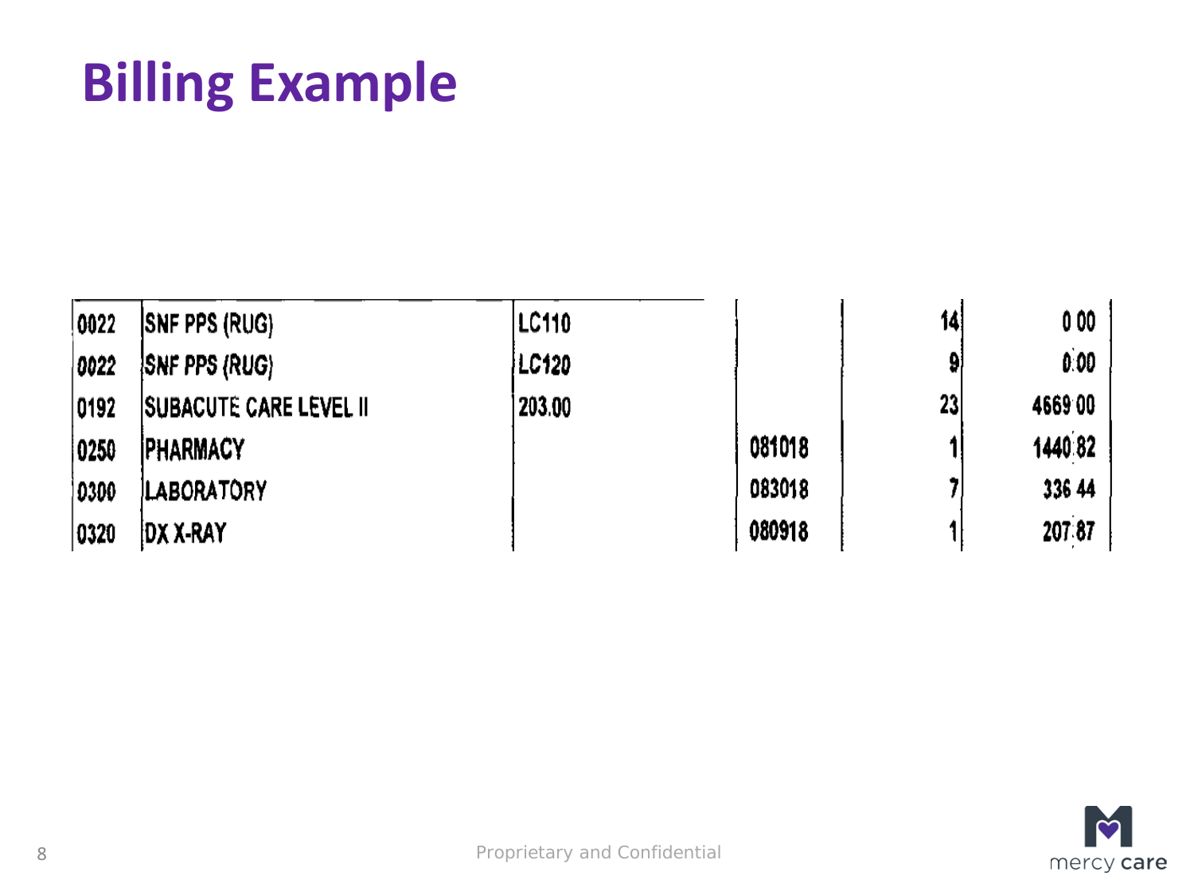# Billing Example

| | | | | | |
|---|---|---|---|---|---|
| 0022 | SNF PPS (RUG) | LC110 | | 14 | 0 00 |
| 0022 | SNF PPS (RUG) | LC120 | | 9 | 0.00 |
| 0192 | SUBACUTE CARE LEVEL II | 203.00 | | 23 | 4669 00 |
| 0250 | PHARMACY | | 081018 | 1 | 1440 82 |
| 0300 | LABORATORY | | 083018 | 7 | 336 44 |
| 0320 | DX X-RAY | | 080918 | 1 | 207 87 |

Proprietary and Confidential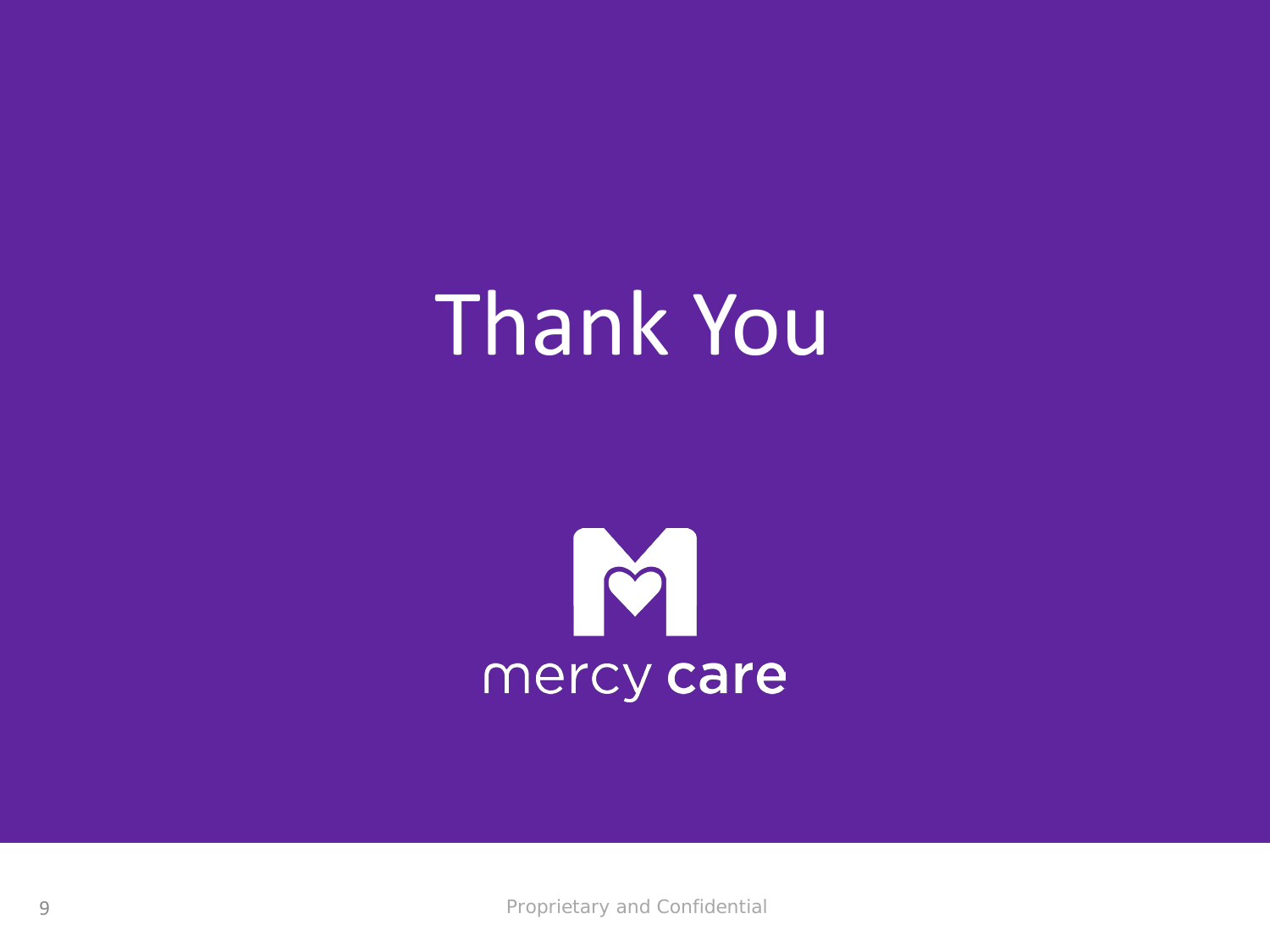# Thank You

mercy **care**

Proprietary and Confidential